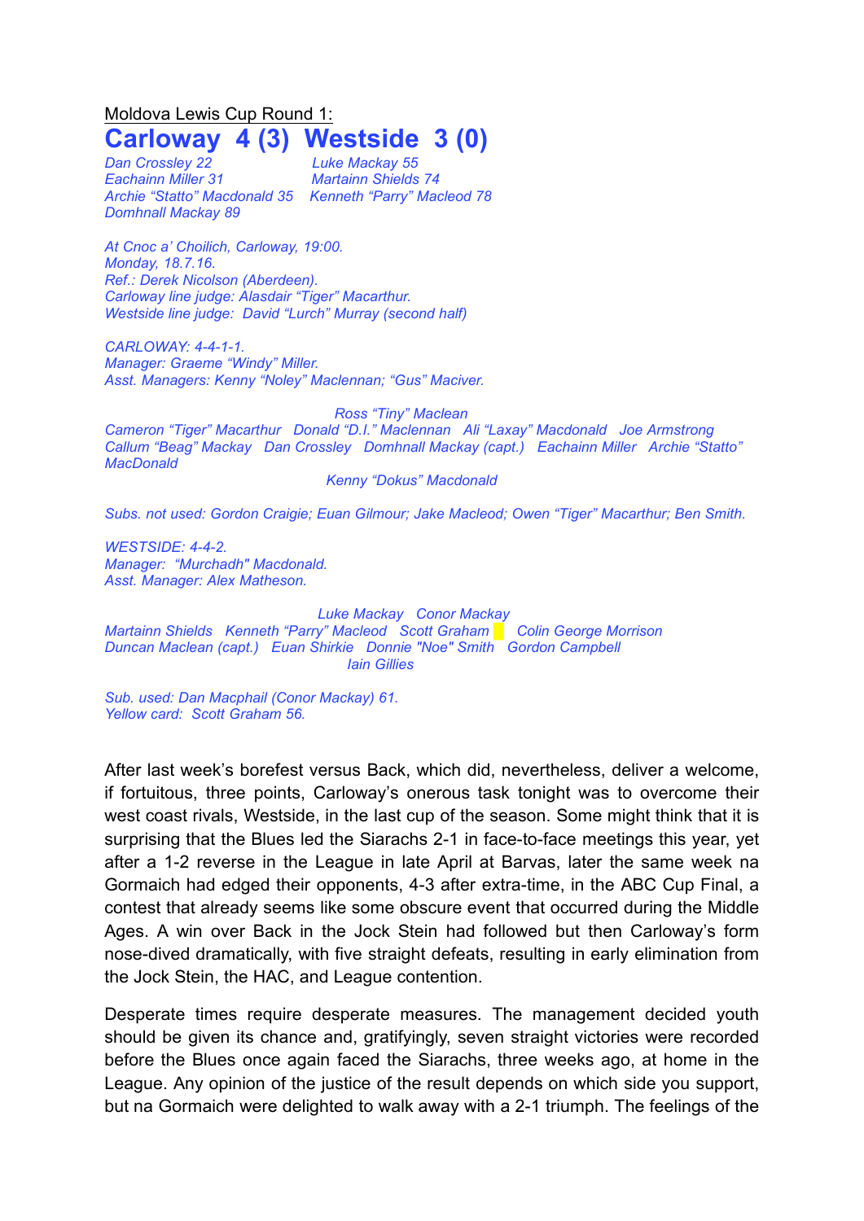Moldova Lewis Cup Round 1:

# Carloway 4 (3) Westside 3 (0)

*Dan Crossley 22* — *Luke Mackay 55*
*Eachainn Miller 31* — *Martainn Shields 74*
*Archie "Statto" Macdonald 35* — *Kenneth "Parry" Macleod 78*
*Domhnall Mackay 89*

*At Cnoc a' Choilich, Carloway, 19:00.*
*Monday, 18.7.16.*
*Ref.: Derek Nicolson (Aberdeen).*
*Carloway line judge: Alasdair "Tiger" Macarthur.*
*Westside line judge: David "Lurch" Murray (second half)*

*CARLOWAY: 4-4-1-1.*
*Manager: Graeme "Windy" Miller.*
*Asst. Managers: Kenny "Noley" Maclennan; "Gus" Maciver.*

*Ross "Tiny" Maclean*
*Cameron "Tiger" Macarthur Donald "D.I." Maclennan Ali "Laxay" Macdonald Joe Armstrong*
*Callum "Beag" Mackay Dan Crossley Domhnall Mackay (capt.) Eachainn Miller Archie "Statto" MacDonald*
*Kenny "Dokus" Macdonald*

*Subs. not used: Gordon Craigie; Euan Gilmour; Jake Macleod; Owen "Tiger" Macarthur; Ben Smith.*

*WESTSIDE: 4-4-2.*
*Manager: "Murchadh" Macdonald.*
*Asst. Manager: Alex Matheson.*

*Luke Mackay Conor Mackay*
*Martainn Shields Kenneth "Parry" Macleod Scott Graham Colin George Morrison*
*Duncan Maclean (capt.) Euan Shirkie Donnie "Noe" Smith Gordon Campbell*
*Iain Gillies*

*Sub. used: Dan Macphail (Conor Mackay) 61.*
*Yellow card: Scott Graham 56.*

After last week's borefest versus Back, which did, nevertheless, deliver a welcome, if fortuitous, three points, Carloway's onerous task tonight was to overcome their west coast rivals, Westside, in the last cup of the season. Some might think that it is surprising that the Blues led the Siarachs 2-1 in face-to-face meetings this year, yet after a 1-2 reverse in the League in late April at Barvas, later the same week na Gormaich had edged their opponents, 4-3 after extra-time, in the ABC Cup Final, a contest that already seems like some obscure event that occurred during the Middle Ages. A win over Back in the Jock Stein had followed but then Carloway's form nose-dived dramatically, with five straight defeats, resulting in early elimination from the Jock Stein, the HAC, and League contention.

Desperate times require desperate measures. The management decided youth should be given its chance and, gratifyingly, seven straight victories were recorded before the Blues once again faced the Siarachs, three weeks ago, at home in the League. Any opinion of the justice of the result depends on which side you support, but na Gormaich were delighted to walk away with a 2-1 triumph. The feelings of the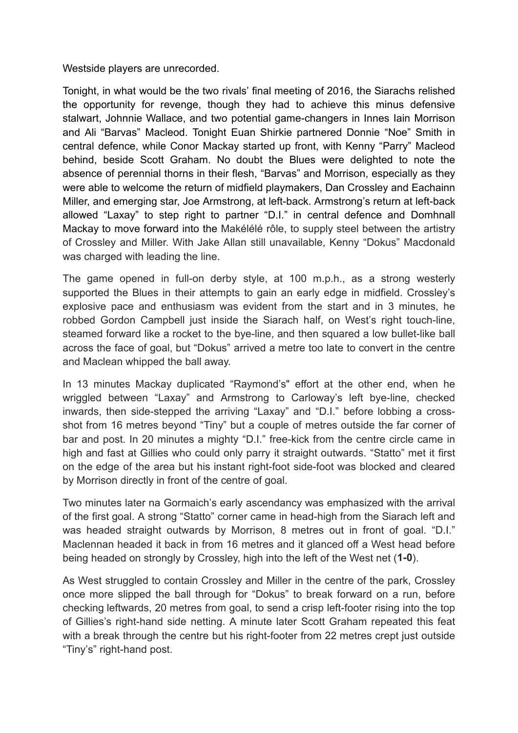Westside players are unrecorded.

Tonight, in what would be the two rivals' final meeting of 2016, the Siarachs relished the opportunity for revenge, though they had to achieve this minus defensive stalwart, Johnnie Wallace, and two potential game-changers in Innes Iain Morrison and Ali "Barvas" Macleod. Tonight Euan Shirkie partnered Donnie "Noe" Smith in central defence, while Conor Mackay started up front, with Kenny "Parry" Macleod behind, beside Scott Graham. No doubt the Blues were delighted to note the absence of perennial thorns in their flesh, "Barvas" and Morrison, especially as they were able to welcome the return of midfield playmakers, Dan Crossley and Eachainn Miller, and emerging star, Joe Armstrong, at left-back. Armstrong's return at left-back allowed "Laxay" to step right to partner "D.I." in central defence and Domhnall Mackay to move forward into the Makélélé rôle, to supply steel between the artistry of Crossley and Miller. With Jake Allan still unavailable, Kenny "Dokus" Macdonald was charged with leading the line.

The game opened in full-on derby style, at 100 m.p.h., as a strong westerly supported the Blues in their attempts to gain an early edge in midfield. Crossley's explosive pace and enthusiasm was evident from the start and in 3 minutes, he robbed Gordon Campbell just inside the Siarach half, on West's right touch-line, steamed forward like a rocket to the bye-line, and then squared a low bullet-like ball across the face of goal, but "Dokus" arrived a metre too late to convert in the centre and Maclean whipped the ball away.

In 13 minutes Mackay duplicated "Raymond's" effort at the other end, when he wriggled between "Laxay" and Armstrong to Carloway's left bye-line, checked inwards, then side-stepped the arriving "Laxay" and "D.I." before lobbing a cross-shot from 16 metres beyond "Tiny" but a couple of metres outside the far corner of bar and post. In 20 minutes a mighty "D.I." free-kick from the centre circle came in high and fast at Gillies who could only parry it straight outwards. "Statto" met it first on the edge of the area but his instant right-foot side-foot was blocked and cleared by Morrison directly in front of the centre of goal.

Two minutes later na Gormaich's early ascendancy was emphasized with the arrival of the first goal. A strong "Statto" corner came in head-high from the Siarach left and was headed straight outwards by Morrison, 8 metres out in front of goal. "D.I." Maclennan headed it back in from 16 metres and it glanced off a West head before being headed on strongly by Crossley, high into the left of the West net (**1-0**).

As West struggled to contain Crossley and Miller in the centre of the park, Crossley once more slipped the ball through for "Dokus" to break forward on a run, before checking leftwards, 20 metres from goal, to send a crisp left-footer rising into the top of Gillies's right-hand side netting. A minute later Scott Graham repeated this feat with a break through the centre but his right-footer from 22 metres crept just outside "Tiny's" right-hand post.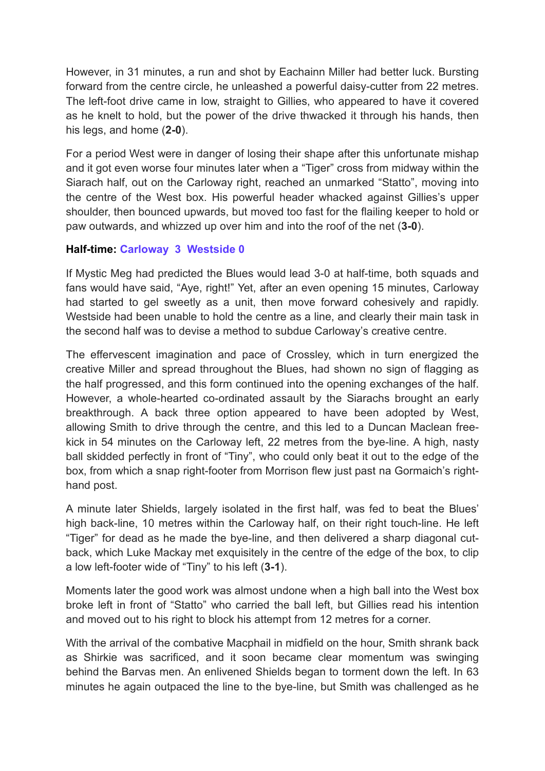However, in 31 minutes, a run and shot by Eachainn Miller had better luck. Bursting forward from the centre circle, he unleashed a powerful daisy-cutter from 22 metres. The left-foot drive came in low, straight to Gillies, who appeared to have it covered as he knelt to hold, but the power of the drive thwacked it through his hands, then his legs, and home (**2-0**).

For a period West were in danger of losing their shape after this unfortunate mishap and it got even worse four minutes later when a "Tiger" cross from midway within the Siarach half, out on the Carloway right, reached an unmarked "Statto", moving into the centre of the West box. His powerful header whacked against Gillies's upper shoulder, then bounced upwards, but moved too fast for the flailing keeper to hold or paw outwards, and whizzed up over him and into the roof of the net (**3-0**).

**Half-time: Carloway 3 Westside 0**

If Mystic Meg had predicted the Blues would lead 3-0 at half-time, both squads and fans would have said, "Aye, right!" Yet, after an even opening 15 minutes, Carloway had started to gel sweetly as a unit, then move forward cohesively and rapidly. Westside had been unable to hold the centre as a line, and clearly their main task in the second half was to devise a method to subdue Carloway's creative centre.

The effervescent imagination and pace of Crossley, which in turn energized the creative Miller and spread throughout the Blues, had shown no sign of flagging as the half progressed, and this form continued into the opening exchanges of the half. However, a whole-hearted co-ordinated assault by the Siarachs brought an early breakthrough. A back three option appeared to have been adopted by West, allowing Smith to drive through the centre, and this led to a Duncan Maclean free-kick in 54 minutes on the Carloway left, 22 metres from the bye-line. A high, nasty ball skidded perfectly in front of "Tiny", who could only beat it out to the edge of the box, from which a snap right-footer from Morrison flew just past na Gormaich's right-hand post.

A minute later Shields, largely isolated in the first half, was fed to beat the Blues' high back-line, 10 metres within the Carloway half, on their right touch-line. He left "Tiger" for dead as he made the bye-line, and then delivered a sharp diagonal cut-back, which Luke Mackay met exquisitely in the centre of the edge of the box, to clip a low left-footer wide of "Tiny" to his left (**3-1**).

Moments later the good work was almost undone when a high ball into the West box broke left in front of "Statto" who carried the ball left, but Gillies read his intention and moved out to his right to block his attempt from 12 metres for a corner.

With the arrival of the combative Macphail in midfield on the hour, Smith shrank back as Shirkie was sacrificed, and it soon became clear momentum was swinging behind the Barvas men. An enlivened Shields began to torment down the left. In 63 minutes he again outpaced the line to the bye-line, but Smith was challenged as he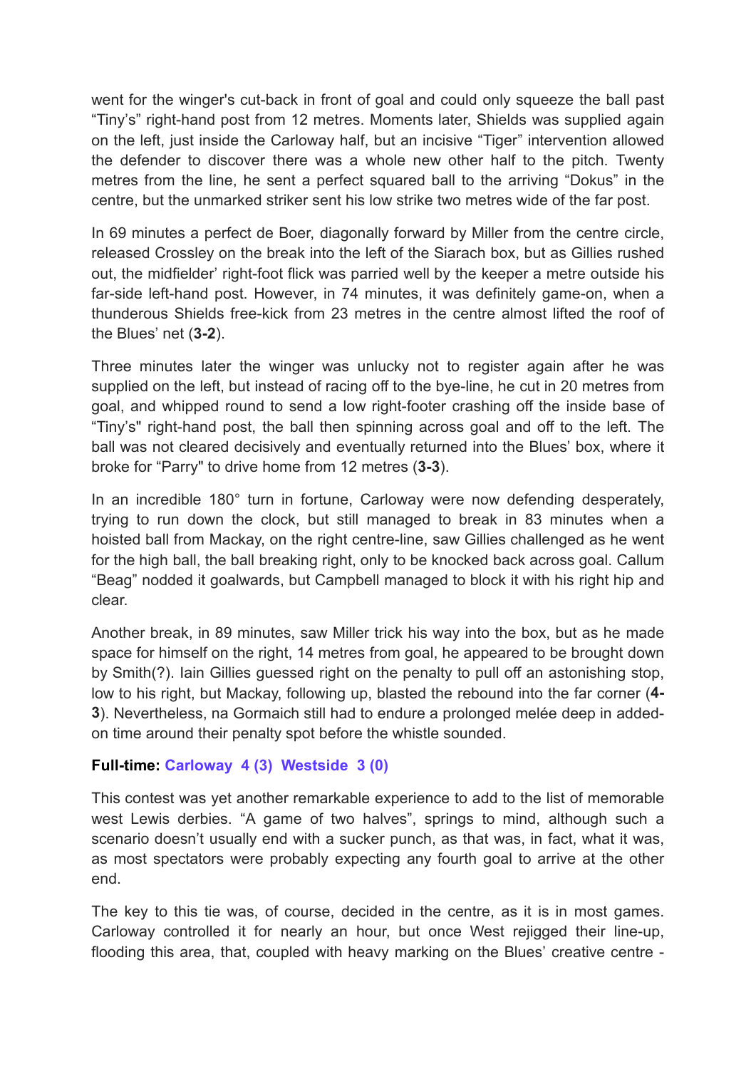went for the winger's cut-back in front of goal and could only squeeze the ball past “Tiny’s” right-hand post from 12 metres. Moments later, Shields was supplied again on the left, just inside the Carloway half, but an incisive “Tiger” intervention allowed the defender to discover there was a whole new other half to the pitch. Twenty metres from the line, he sent a perfect squared ball to the arriving “Dokus” in the centre, but the unmarked striker sent his low strike two metres wide of the far post.

In 69 minutes a perfect de Boer, diagonally forward by Miller from the centre circle, released Crossley on the break into the left of the Siarach box, but as Gillies rushed out, the midfielder’ right-foot flick was parried well by the keeper a metre outside his far-side left-hand post. However, in 74 minutes, it was definitely game-on, when a thunderous Shields free-kick from 23 metres in the centre almost lifted the roof of the Blues’ net (**3-2**).

Three minutes later the winger was unlucky not to register again after he was supplied on the left, but instead of racing off to the bye-line, he cut in 20 metres from goal, and whipped round to send a low right-footer crashing off the inside base of “Tiny’s" right-hand post, the ball then spinning across goal and off to the left. The ball was not cleared decisively and eventually returned into the Blues’ box, where it broke for “Parry" to drive home from 12 metres (**3-3**).

In an incredible 180° turn in fortune, Carloway were now defending desperately, trying to run down the clock, but still managed to break in 83 minutes when a hoisted ball from Mackay, on the right centre-line, saw Gillies challenged as he went for the high ball, the ball breaking right, only to be knocked back across goal. Callum “Beag” nodded it goalwards, but Campbell managed to block it with his right hip and clear.

Another break, in 89 minutes, saw Miller trick his way into the box, but as he made space for himself on the right, 14 metres from goal, he appeared to be brought down by Smith(?). Iain Gillies guessed right on the penalty to pull off an astonishing stop, low to his right, but Mackay, following up, blasted the rebound into the far corner (**4-3**). Nevertheless, na Gormaich still had to endure a prolonged melée deep in added-on time around their penalty spot before the whistle sounded.

**Full-time: Carloway 4 (3) Westside 3 (0)**

This contest was yet another remarkable experience to add to the list of memorable west Lewis derbies. “A game of two halves”, springs to mind, although such a scenario doesn’t usually end with a sucker punch, as that was, in fact, what it was, as most spectators were probably expecting any fourth goal to arrive at the other end.

The key to this tie was, of course, decided in the centre, as it is in most games. Carloway controlled it for nearly an hour, but once West rejigged their line-up, flooding this area, that, coupled with heavy marking on the Blues’ creative centre -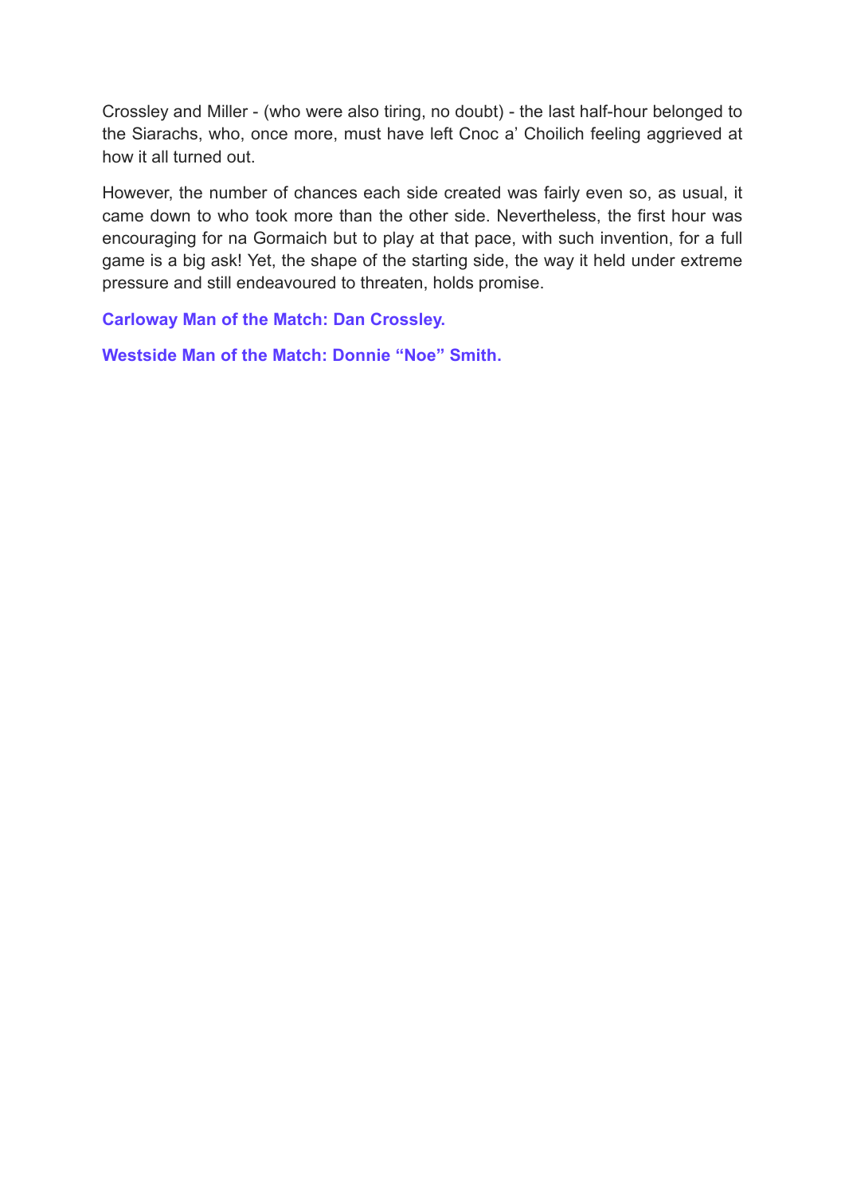Crossley and Miller - (who were also tiring, no doubt) - the last half-hour belonged to the Siarachs, who, once more, must have left Cnoc a' Choilich feeling aggrieved at how it all turned out.

However, the number of chances each side created was fairly even so, as usual, it came down to who took more than the other side. Nevertheless, the first hour was encouraging for na Gormaich but to play at that pace, with such invention, for a full game is a big ask! Yet, the shape of the starting side, the way it held under extreme pressure and still endeavoured to threaten, holds promise.

**Carloway Man of the Match: Dan Crossley.**

**Westside Man of the Match: Donnie "Noe" Smith.**